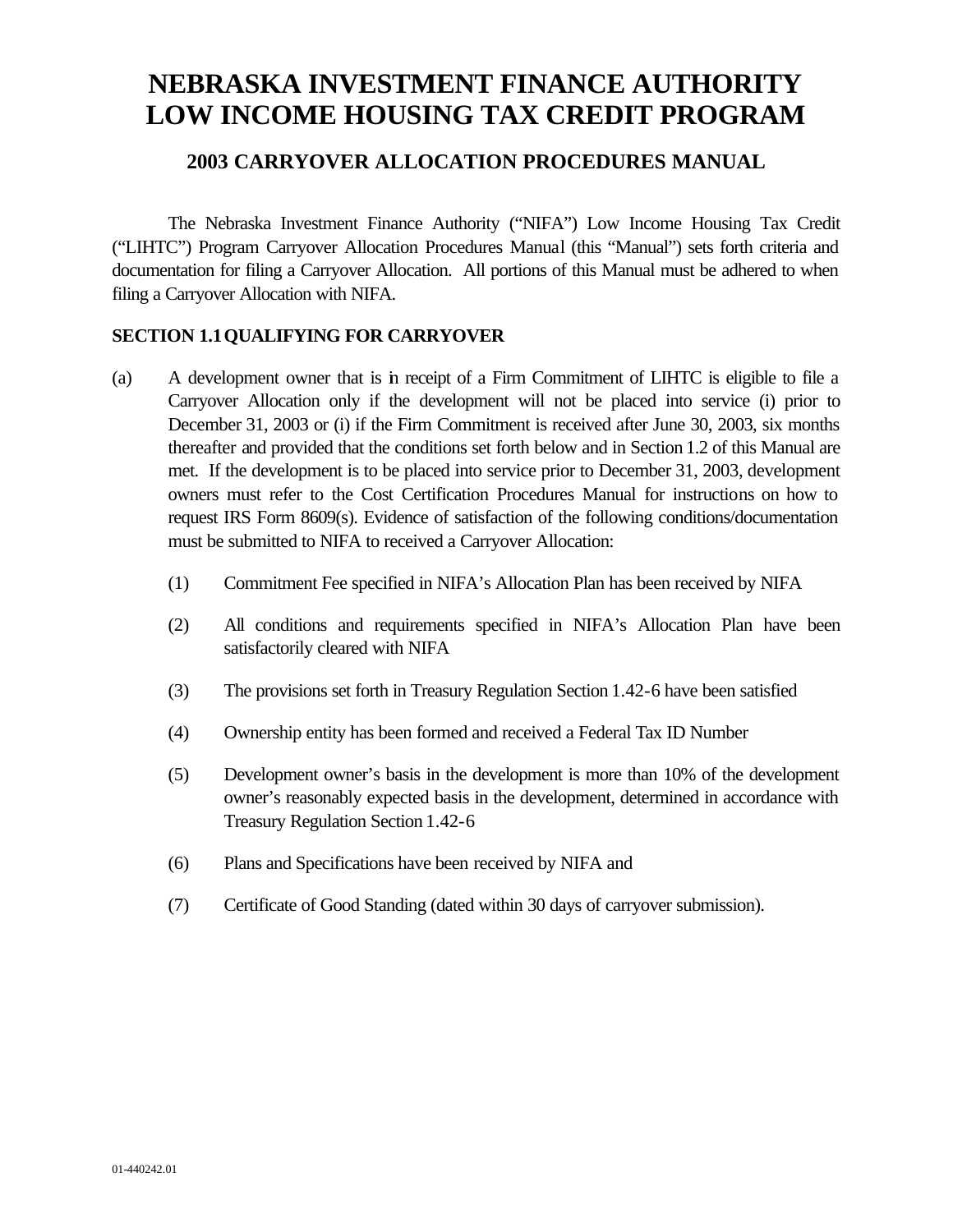# NEBRASKA INVESTMENT FINANCE AUTHORITY LOW INCOME HOUSING TAX CREDIT PROGRAM

## 2003 CARRYOVER ALLOCATION PROCEDURES MANUAL

The Nebraska Investment Finance Authority ("NIFA") Low Income Housing Tax Credit ("LIHTC") Program Carryover Allocation Procedures Manual (this "Manual") sets forth criteria and documentation for filing a Carryover Allocation. All portions of this Manual must be adhered to when filing a Carryover Allocation with NIFA.

### SECTION 1.1 QUALIFYING FOR CARRYOVER

(a) A development owner that is in receipt of a Firm Commitment of LIHTC is eligible to file a Carryover Allocation only if the development will not be placed into service (i) prior to December 31, 2003 or (i) if the Firm Commitment is received after June 30, 2003, six months thereafter and provided that the conditions set forth below and in Section 1.2 of this Manual are met. If the development is to be placed into service prior to December 31, 2003, development owners must refer to the Cost Certification Procedures Manual for instructions on how to request IRS Form 8609(s). Evidence of satisfaction of the following conditions/documentation must be submitted to NIFA to received a Carryover Allocation:

(1) Commitment Fee specified in NIFA's Allocation Plan has been received by NIFA

(2) All conditions and requirements specified in NIFA's Allocation Plan have been satisfactorily cleared with NIFA

(3) The provisions set forth in Treasury Regulation Section 1.42-6 have been satisfied

(4) Ownership entity has been formed and received a Federal Tax ID Number

(5) Development owner's basis in the development is more than 10% of the development owner's reasonably expected basis in the development, determined in accordance with Treasury Regulation Section 1.42-6

(6) Plans and Specifications have been received by NIFA and

(7) Certificate of Good Standing (dated within 30 days of carryover submission).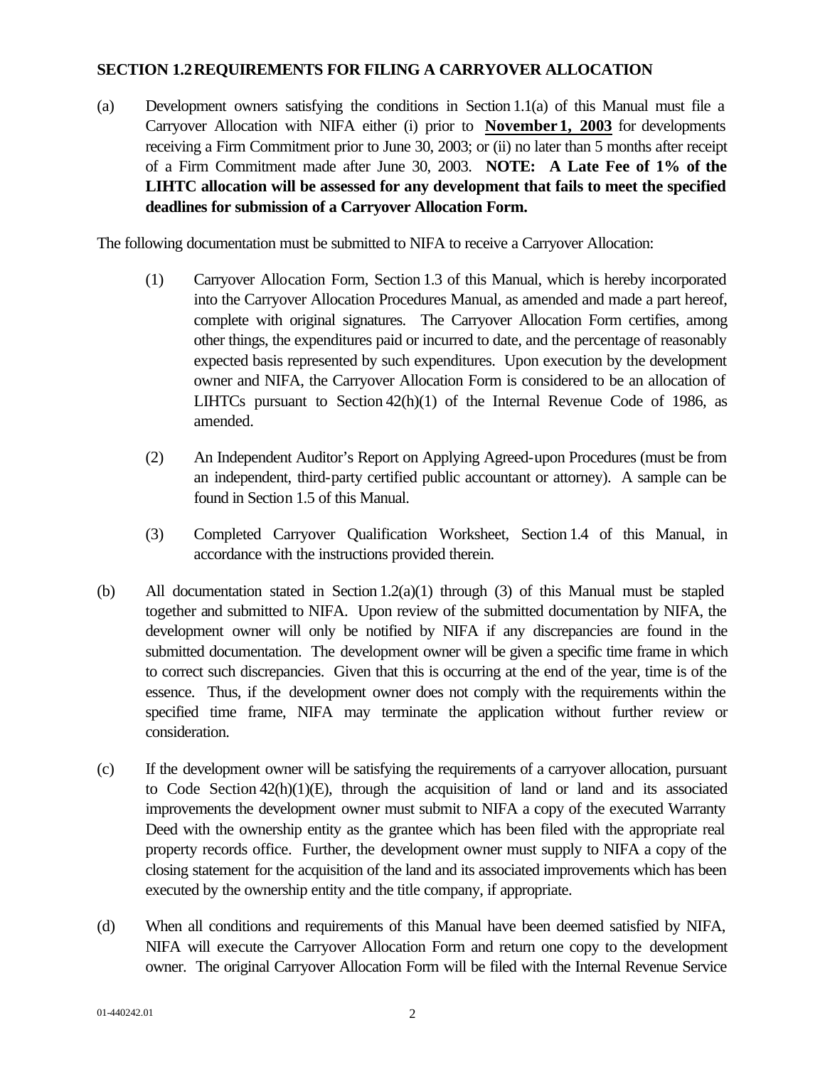## SECTION 1.2 REQUIREMENTS FOR FILING A CARRYOVER ALLOCATION

(a) Development owners satisfying the conditions in Section 1.1(a) of this Manual must file a Carryover Allocation with NIFA either (i) prior to **<u>November 1, 2003</u>** for developments receiving a Firm Commitment prior to June 30, 2003; or (ii) no later than 5 months after receipt of a Firm Commitment made after June 30, 2003. **NOTE: A Late Fee of 1% of the LIHTC allocation will be assessed for any development that fails to meet the specified deadlines for submission of a Carryover Allocation Form.**

The following documentation must be submitted to NIFA to receive a Carryover Allocation:

(1) Carryover Allocation Form, Section 1.3 of this Manual, which is hereby incorporated into the Carryover Allocation Procedures Manual, as amended and made a part hereof, complete with original signatures. The Carryover Allocation Form certifies, among other things, the expenditures paid or incurred to date, and the percentage of reasonably expected basis represented by such expenditures. Upon execution by the development owner and NIFA, the Carryover Allocation Form is considered to be an allocation of LIHTCs pursuant to Section 42(h)(1) of the Internal Revenue Code of 1986, as amended.

(2) An Independent Auditor's Report on Applying Agreed-upon Procedures (must be from an independent, third-party certified public accountant or attorney). A sample can be found in Section 1.5 of this Manual.

(3) Completed Carryover Qualification Worksheet, Section 1.4 of this Manual, in accordance with the instructions provided therein.

(b) All documentation stated in Section 1.2(a)(1) through (3) of this Manual must be stapled together and submitted to NIFA. Upon review of the submitted documentation by NIFA, the development owner will only be notified by NIFA if any discrepancies are found in the submitted documentation. The development owner will be given a specific time frame in which to correct such discrepancies. Given that this is occurring at the end of the year, time is of the essence. Thus, if the development owner does not comply with the requirements within the specified time frame, NIFA may terminate the application without further review or consideration.

(c) If the development owner will be satisfying the requirements of a carryover allocation, pursuant to Code Section 42(h)(1)(E), through the acquisition of land or land and its associated improvements the development owner must submit to NIFA a copy of the executed Warranty Deed with the ownership entity as the grantee which has been filed with the appropriate real property records office. Further, the development owner must supply to NIFA a copy of the closing statement for the acquisition of the land and its associated improvements which has been executed by the ownership entity and the title company, if appropriate.

(d) When all conditions and requirements of this Manual have been deemed satisfied by NIFA, NIFA will execute the Carryover Allocation Form and return one copy to the development owner. The original Carryover Allocation Form will be filed with the Internal Revenue Service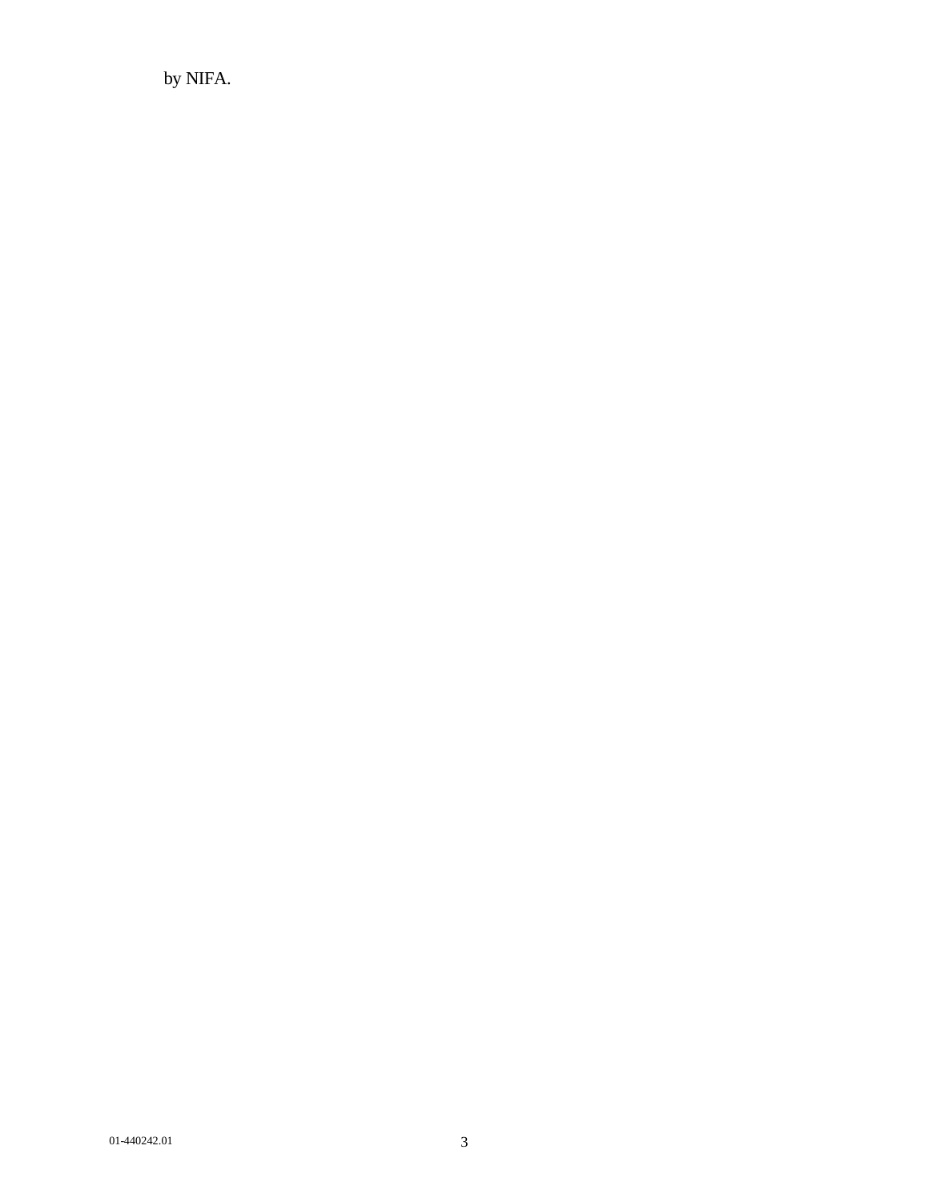by NIFA.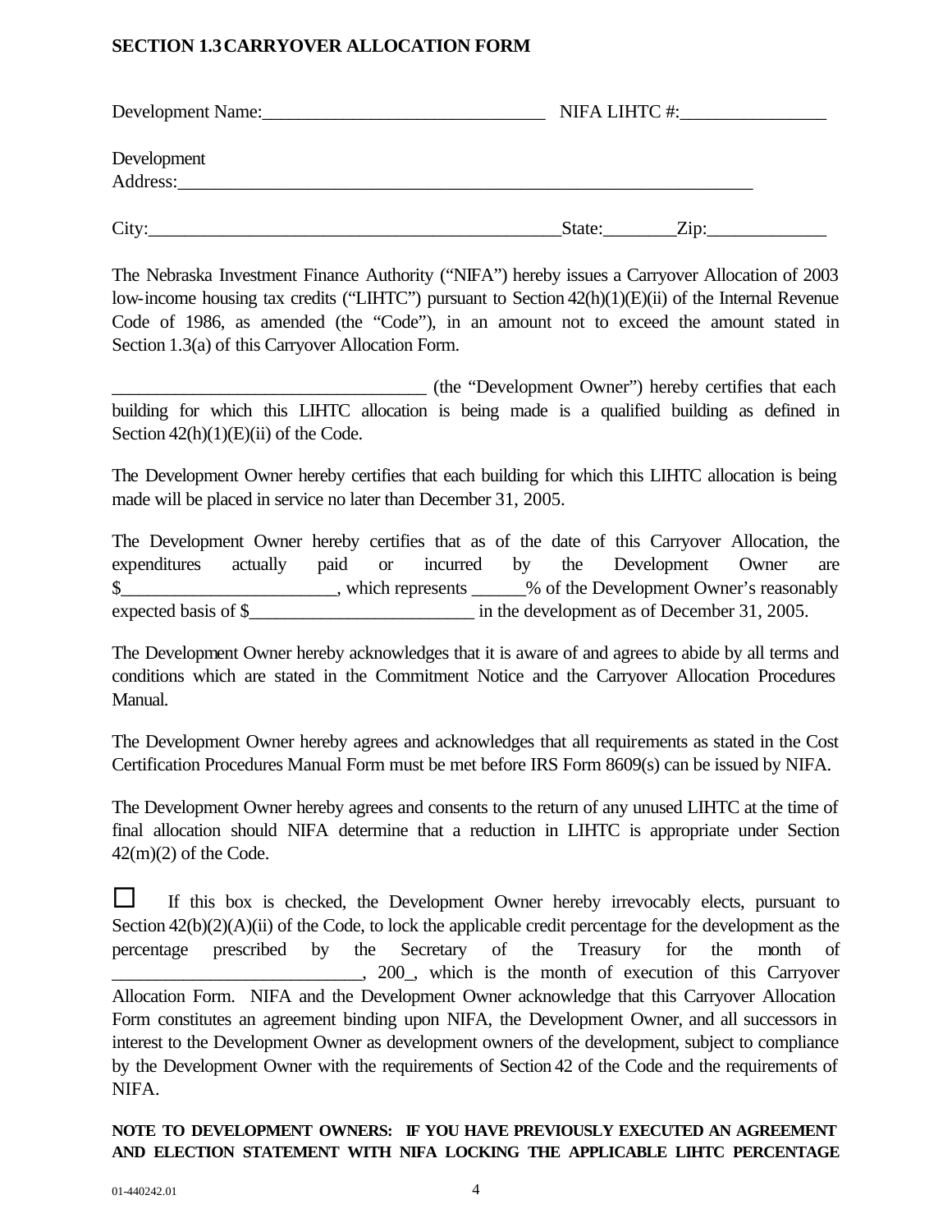## SECTION 1.3 CARRYOVER ALLOCATION FORM

Development Name:_______________________________ NIFA LIHTC #:________________

Development Address:_________________________________________________________________

City:_____________________________________________State:________Zip:_____________

The Nebraska Investment Finance Authority ("NIFA") hereby issues a Carryover Allocation of 2003 low-income housing tax credits ("LIHTC") pursuant to Section 42(h)(1)(E)(ii) of the Internal Revenue Code of 1986, as amended (the "Code"), in an amount not to exceed the amount stated in Section 1.3(a) of this Carryover Allocation Form.

__________________________________ (the "Development Owner") hereby certifies that each building for which this LIHTC allocation is being made is a qualified building as defined in Section 42(h)(1)(E)(ii) of the Code.

The Development Owner hereby certifies that each building for which this LIHTC allocation is being made will be placed in service no later than December 31, 2005.

The Development Owner hereby certifies that as of the date of this Carryover Allocation, the expenditures actually paid or incurred by the Development Owner are $_______________________, which represents ______% of the Development Owner's reasonably expected basis of $________________________ in the development as of December 31, 2005.

The Development Owner hereby acknowledges that it is aware of and agrees to abide by all terms and conditions which are stated in the Commitment Notice and the Carryover Allocation Procedures Manual.

The Development Owner hereby agrees and acknowledges that all requirements as stated in the Cost Certification Procedures Manual Form must be met before IRS Form 8609(s) can be issued by NIFA.

The Development Owner hereby agrees and consents to the return of any unused LIHTC at the time of final allocation should NIFA determine that a reduction in LIHTC is appropriate under Section 42(m)(2) of the Code.

☐ If this box is checked, the Development Owner hereby irrevocably elects, pursuant to Section 42(b)(2)(A)(ii) of the Code, to lock the applicable credit percentage for the development as the percentage prescribed by the Secretary of the Treasury for the month of ___________________________, 200_, which is the month of execution of this Carryover Allocation Form. NIFA and the Development Owner acknowledge that this Carryover Allocation Form constitutes an agreement binding upon NIFA, the Development Owner, and all successors in interest to the Development Owner as development owners of the development, subject to compliance by the Development Owner with the requirements of Section 42 of the Code and the requirements of NIFA.

**NOTE TO DEVELOPMENT OWNERS: IF YOU HAVE PREVIOUSLY EXECUTED AN AGREEMENT AND ELECTION STATEMENT WITH NIFA LOCKING THE APPLICABLE LIHTC PERCENTAGE**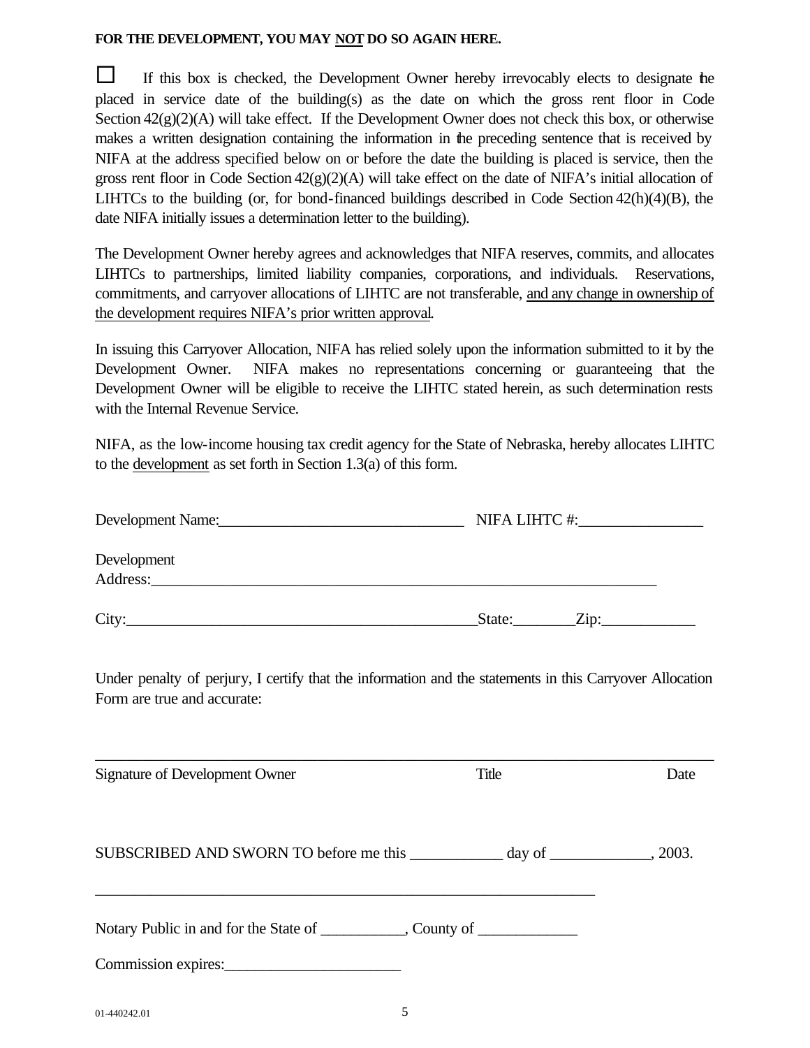**FOR THE DEVELOPMENT, YOU MAY <u>NOT</u> DO SO AGAIN HERE.**

☐ If this box is checked, the Development Owner hereby irrevocably elects to designate the placed in service date of the building(s) as the date on which the gross rent floor in Code Section 42(g)(2)(A) will take effect. If the Development Owner does not check this box, or otherwise makes a written designation containing the information in the preceding sentence that is received by NIFA at the address specified below on or before the date the building is placed is service, then the gross rent floor in Code Section 42(g)(2)(A) will take effect on the date of NIFA's initial allocation of LIHTCs to the building (or, for bond-financed buildings described in Code Section 42(h)(4)(B), the date NIFA initially issues a determination letter to the building).

The Development Owner hereby agrees and acknowledges that NIFA reserves, commits, and allocates LIHTCs to partnerships, limited liability companies, corporations, and individuals. Reservations, commitments, and carryover allocations of LIHTC are not transferable, <u>and any change in ownership of the development requires NIFA's prior written approval</u>.

In issuing this Carryover Allocation, NIFA has relied solely upon the information submitted to it by the Development Owner. NIFA makes no representations concerning or guaranteeing that the Development Owner will be eligible to receive the LIHTC stated herein, as such determination rests with the Internal Revenue Service.

NIFA, as the low-income housing tax credit agency for the State of Nebraska, hereby allocates LIHTC to the <u>development</u> as set forth in Section 1.3(a) of this form.

Development Name:________________________________ NIFA LIHTC #:________________

Development Address:_____________________________________________________________________

City:_____________________________________________State:________Zip:____________

Under penalty of perjury, I certify that the information and the statements in this Carryover Allocation Form are true and accurate:

_____________________________________________________________________________________

Signature of Development Owner Title Date

SUBSCRIBED AND SWORN TO before me this ____________ day of _____________, 2003.

_________________________________________________________________

Notary Public in and for the State of ___________, County of ____________

Commission expires:______________________

01-440242.01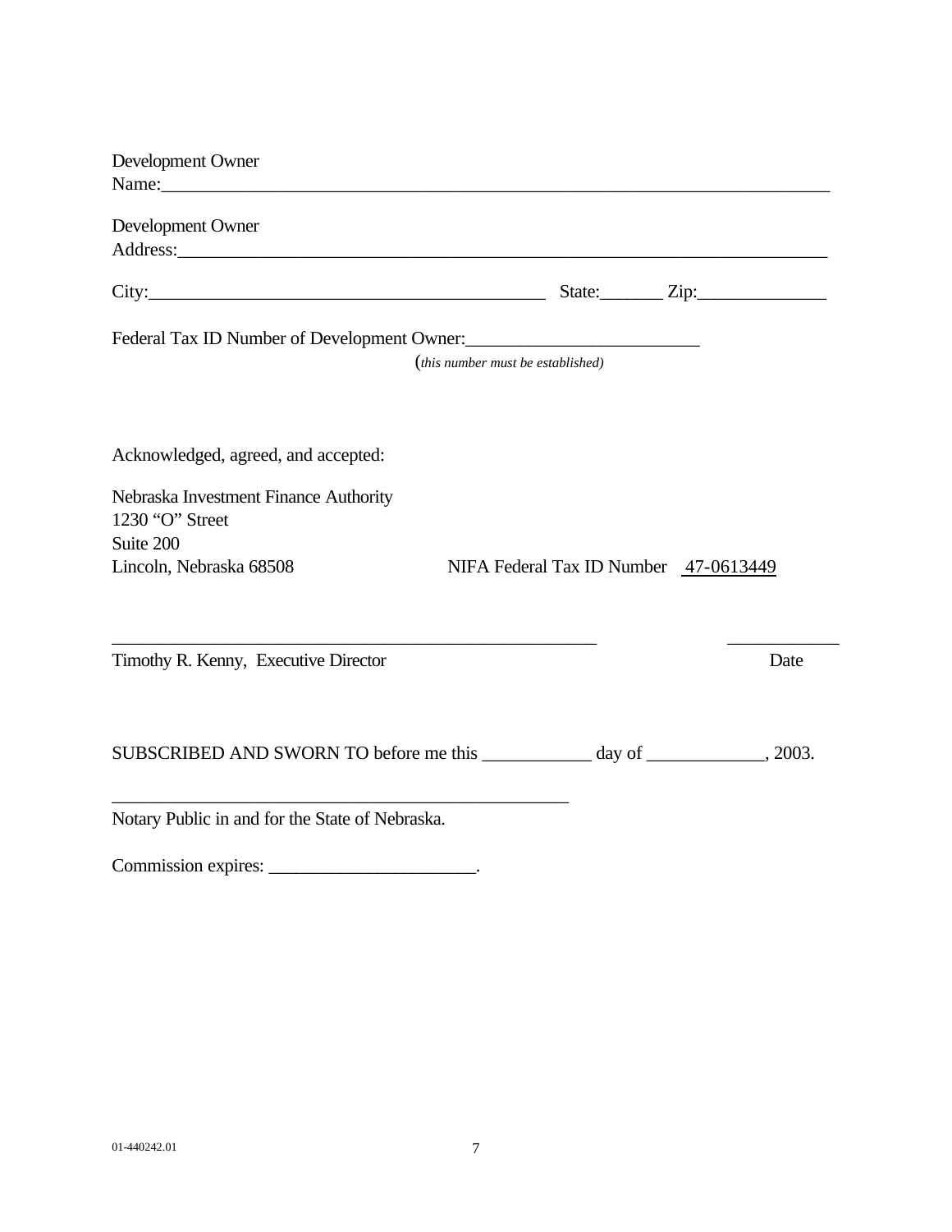Development Owner
Name:_____________________________________________________________________

Development Owner
Address:___________________________________________________________________

City:___________________________________________ State:_______ Zip:______________

Federal Tax ID Number of Development Owner:_________________________
*(this number must be established)*

Acknowledged, agreed, and accepted:

Nebraska Investment Finance Authority
1230 "O" Street
Suite 200
Lincoln, Nebraska 68508 NIFA Federal Tax ID Number 47-0613449

______________________________________________________ ____________
Timothy R. Kenny, Executive Director Date

SUBSCRIBED AND SWORN TO before me this ____________ day of _____________, 2003.

___________________________________________________
Notary Public in and for the State of Nebraska.

Commission expires: _______________________.

01-440242.01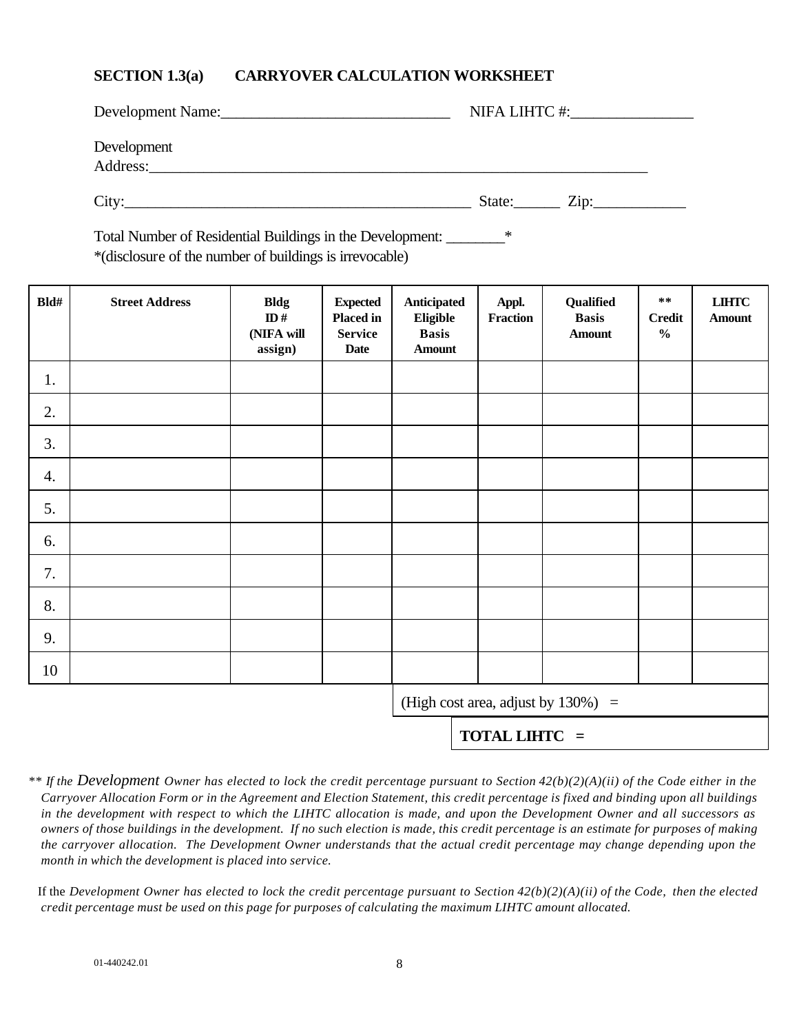## SECTION 1.3(a) CARRYOVER CALCULATION WORKSHEET

Development Name:______________________________ NIFA LIHTC #:________________

Development Address:__________________________________________________________________

City:_____________________________________________ State:______ Zip:____________

Total Number of Residential Buildings in the Development: ________*
*(disclosure of the number of buildings is irrevocable)

| Bld# | Street Address | Bldg ID # (NIFA will assign) | Expected Placed in Service Date | Anticipated Eligible Basis Amount | Appl. Fraction | Qualified Basis Amount | ** Credit % | LIHTC Amount |
|---|---|---|---|---|---|---|---|---|
| 1. | | | | | | | | |
| 2. | | | | | | | | |
| 3. | | | | | | | | |
| 4. | | | | | | | | |
| 5. | | | | | | | | |
| 6. | | | | | | | | |
| 7. | | | | | | | | |
| 8. | | | | | | | | |
| 9. | | | | | | | | |
| 10 | | | | | | | | |
| | | | | (High cost area, adjust by 130%) = | | | | |
| | | | | | **TOTAL LIHTC =** | | | |

** *If the Development Owner has elected to lock the credit percentage pursuant to Section 42(b)(2)(A)(ii) of the Code either in the Carryover Allocation Form or in the Agreement and Election Statement, this credit percentage is fixed and binding upon all buildings in the development with respect to which the LIHTC allocation is made, and upon the Development Owner and all successors as owners of those buildings in the development. If no such election is made, this credit percentage is an estimate for purposes of making the carryover allocation. The Development Owner understands that the actual credit percentage may change depending upon the month in which the development is placed into service.*

If the *Development Owner has elected to lock the credit percentage pursuant to Section 42(b)(2)(A)(ii) of the Code, then the elected credit percentage must be used on this page for purposes of calculating the maximum LIHTC amount allocated.*

01-440242.01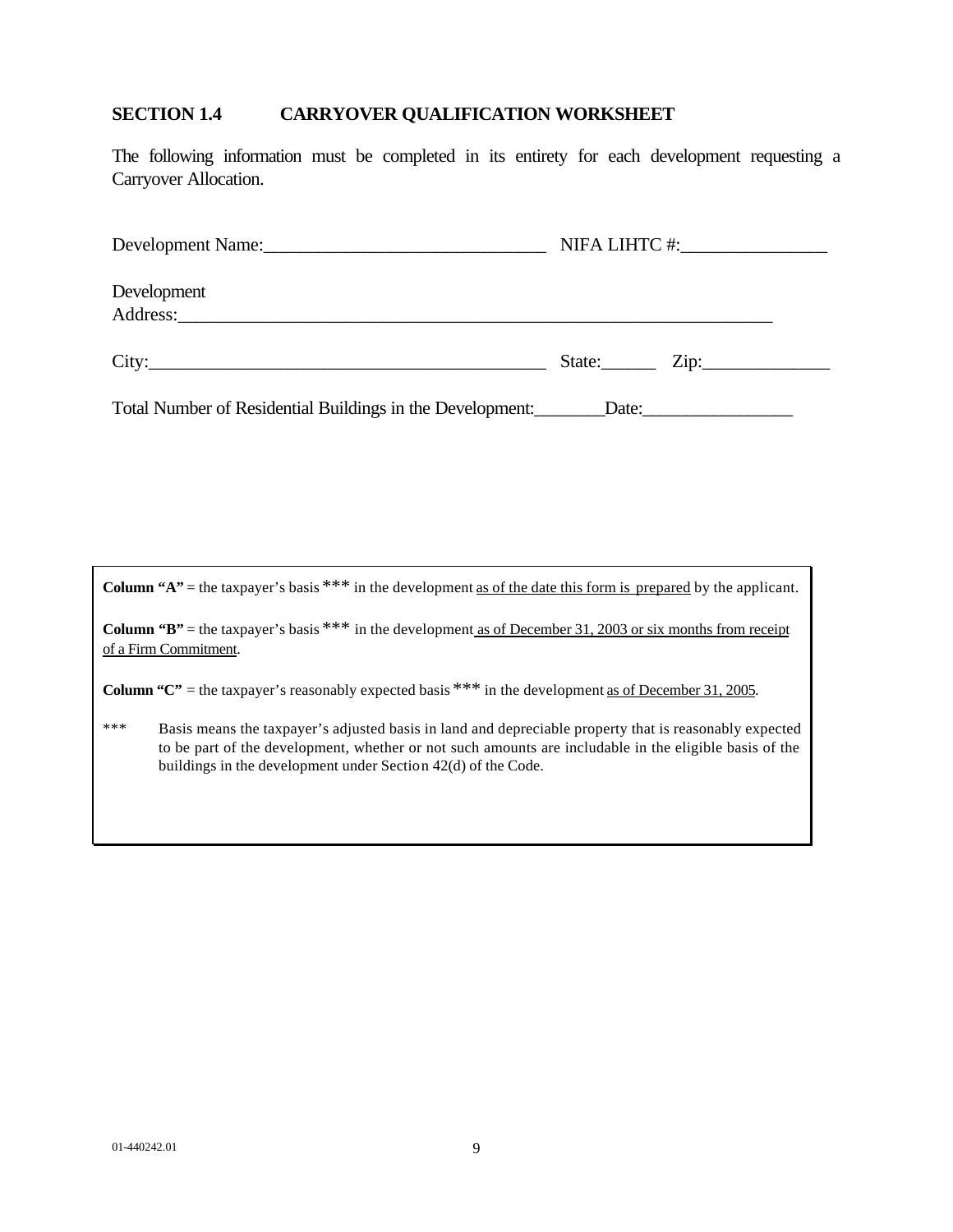## SECTION 1.4 CARRYOVER QUALIFICATION WORKSHEET

The following information must be completed in its entirety for each development requesting a Carryover Allocation.

Development Name:______________________________ NIFA LIHTC #:________________

Development Address:_____________________________________________________________________

City:____________________________________________ State:______ Zip:______________

Total Number of Residential Buildings in the Development:________Date:_________________

**Column "A"** = the taxpayer's basis *** in the development as of the date this form is prepared by the applicant.

**Column "B"** = the taxpayer's basis *** in the development as of December 31, 2003 or six months from receipt of a Firm Commitment.

**Column "C"** = the taxpayer's reasonably expected basis *** in the development as of December 31, 2005.

*** Basis means the taxpayer's adjusted basis in land and depreciable property that is reasonably expected to be part of the development, whether or not such amounts are includable in the eligible basis of the buildings in the development under Section 42(d) of the Code.

01-440242.01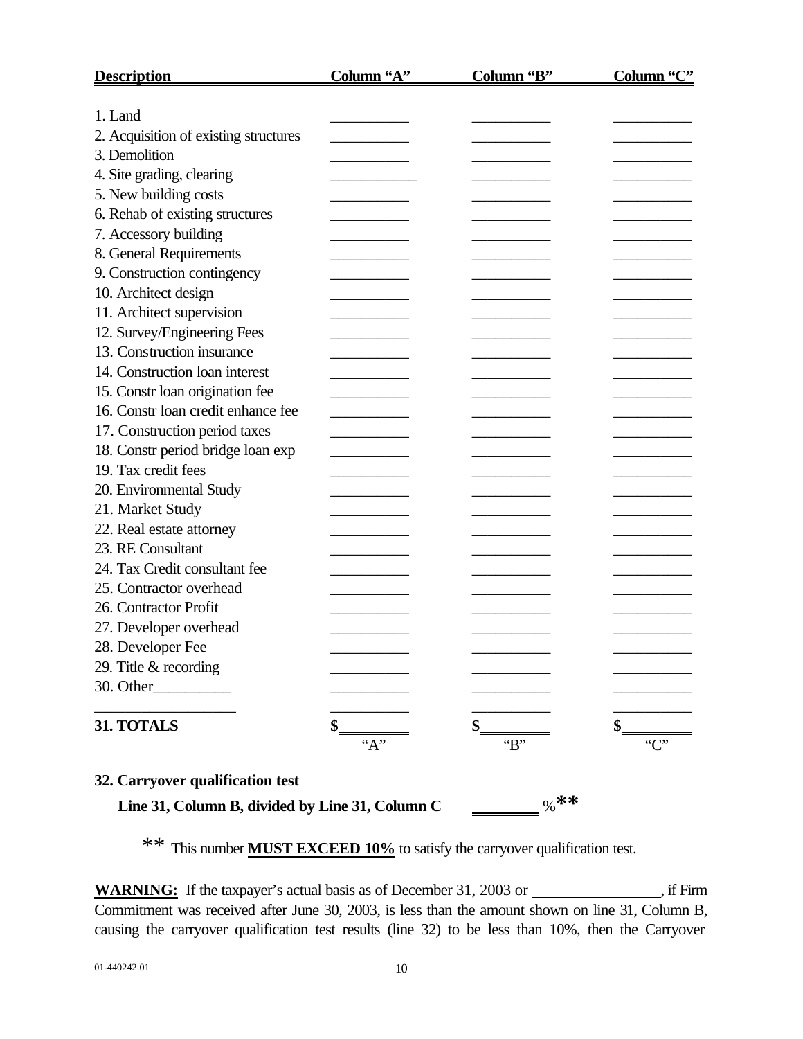| Description | Column "A" | Column "B" | Column "C" |
|---|---|---|---|
| 1. Land | __________ | __________ | __________ |
| 2. Acquisition of existing structures | __________ | __________ | __________ |
| 3. Demolition | __________ | __________ | __________ |
| 4. Site grading, clearing | __________ | __________ | __________ |
| 5. New building costs | __________ | __________ | __________ |
| 6. Rehab of existing structures | __________ | __________ | __________ |
| 7. Accessory building | __________ | __________ | __________ |
| 8. General Requirements | __________ | __________ | __________ |
| 9. Construction contingency | __________ | __________ | __________ |
| 10. Architect design | __________ | __________ | __________ |
| 11. Architect supervision | __________ | __________ | __________ |
| 12. Survey/Engineering Fees | __________ | __________ | __________ |
| 13. Construction insurance | __________ | __________ | __________ |
| 14. Construction loan interest | __________ | __________ | __________ |
| 15. Constr loan origination fee | __________ | __________ | __________ |
| 16. Constr loan credit enhance fee | __________ | __________ | __________ |
| 17. Construction period taxes | __________ | __________ | __________ |
| 18. Constr period bridge loan exp | __________ | __________ | __________ |
| 19. Tax credit fees | __________ | __________ | __________ |
| 20. Environmental Study | __________ | __________ | __________ |
| 21. Market Study | __________ | __________ | __________ |
| 22. Real estate attorney | __________ | __________ | __________ |
| 23. RE Consultant | __________ | __________ | __________ |
| 24. Tax Credit consultant fee | __________ | __________ | __________ |
| 25. Contractor overhead | __________ | __________ | __________ |
| 26. Contractor Profit | __________ | __________ | __________ |
| 27. Developer overhead | __________ | __________ | __________ |
| 28. Developer Fee | __________ | __________ | __________ |
| 29. Title & recording | __________ | __________ | __________ |
| 30. Other__________ | __________ | __________ | __________ |
| __________________ | __________ | __________ | __________ |
| **31. TOTALS** | **$**________ "A" | **$**________ "B" | **$**________ "C" |

**32. Carryover qualification test**

**Line 31, Column B, divided by Line 31, Column C** ________ %**

** This number **MUST EXCEED 10%** to satisfy the carryover qualification test.

**WARNING:** If the taxpayer's actual basis as of December 31, 2003 or ________________, if Firm Commitment was received after June 30, 2003, is less than the amount shown on line 31, Column B, causing the carryover qualification test results (line 32) to be less than 10%, then the Carryover

01-440242.01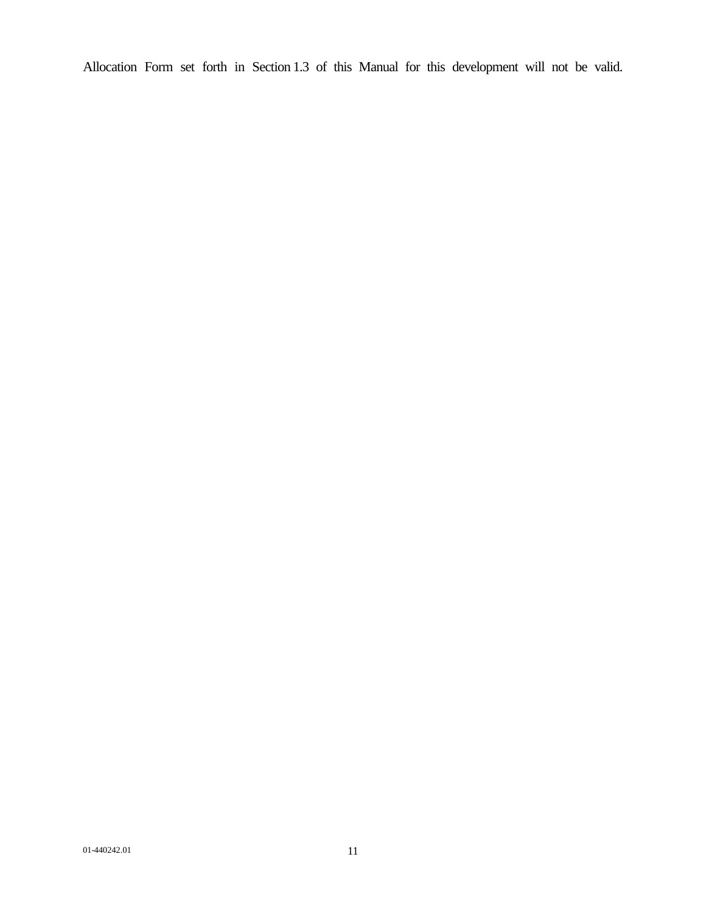Allocation Form set forth in Section 1.3 of this Manual for this development will not be valid.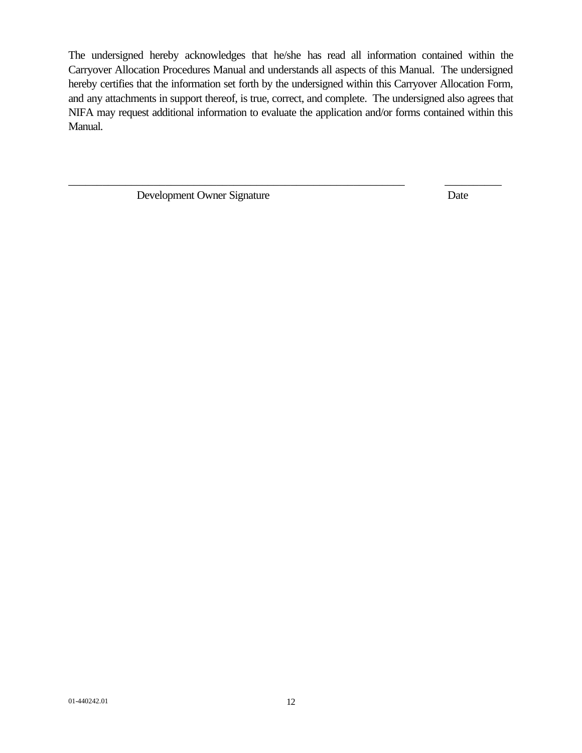The undersigned hereby acknowledges that he/she has read all information contained within the Carryover Allocation Procedures Manual and understands all aspects of this Manual. The undersigned hereby certifies that the information set forth by the undersigned within this Carryover Allocation Form, and any attachments in support thereof, is true, correct, and complete. The undersigned also agrees that NIFA may request additional information to evaluate the application and/or forms contained within this Manual.

_____________________________________________ __________

Development Owner Signature Date

01-440242.01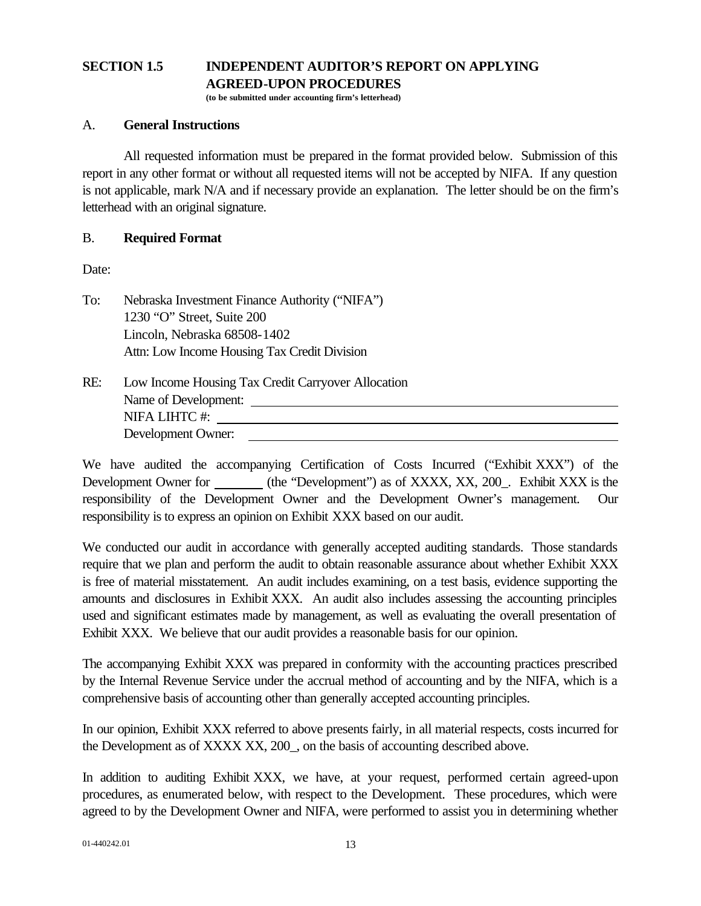## SECTION 1.5 INDEPENDENT AUDITOR'S REPORT ON APPLYING AGREED-UPON PROCEDURES

**(to be submitted under accounting firm's letterhead)**

### A. General Instructions

All requested information must be prepared in the format provided below. Submission of this report in any other format or without all requested items will not be accepted by NIFA. If any question is not applicable, mark N/A and if necessary provide an explanation. The letter should be on the firm's letterhead with an original signature.

### B. Required Format

Date:

To: Nebraska Investment Finance Authority ("NIFA")
1230 "O" Street, Suite 200
Lincoln, Nebraska 68508-1402
Attn: Low Income Housing Tax Credit Division

RE: Low Income Housing Tax Credit Carryover Allocation
Name of Development: ______________________________
NIFA LIHTC #: ______________________________
Development Owner: ______________________________

We have audited the accompanying Certification of Costs Incurred ("Exhibit XXX") of the Development Owner for _______ (the "Development") as of XXXX, XX, 200_. Exhibit XXX is the responsibility of the Development Owner and the Development Owner's management. Our responsibility is to express an opinion on Exhibit XXX based on our audit.

We conducted our audit in accordance with generally accepted auditing standards. Those standards require that we plan and perform the audit to obtain reasonable assurance about whether Exhibit XXX is free of material misstatement. An audit includes examining, on a test basis, evidence supporting the amounts and disclosures in Exhibit XXX. An audit also includes assessing the accounting principles used and significant estimates made by management, as well as evaluating the overall presentation of Exhibit XXX. We believe that our audit provides a reasonable basis for our opinion.

The accompanying Exhibit XXX was prepared in conformity with the accounting practices prescribed by the Internal Revenue Service under the accrual method of accounting and by the NIFA, which is a comprehensive basis of accounting other than generally accepted accounting principles.

In our opinion, Exhibit XXX referred to above presents fairly, in all material respects, costs incurred for the Development as of XXXX XX, 200_, on the basis of accounting described above.

In addition to auditing Exhibit XXX, we have, at your request, performed certain agreed-upon procedures, as enumerated below, with respect to the Development. These procedures, which were agreed to by the Development Owner and NIFA, were performed to assist you in determining whether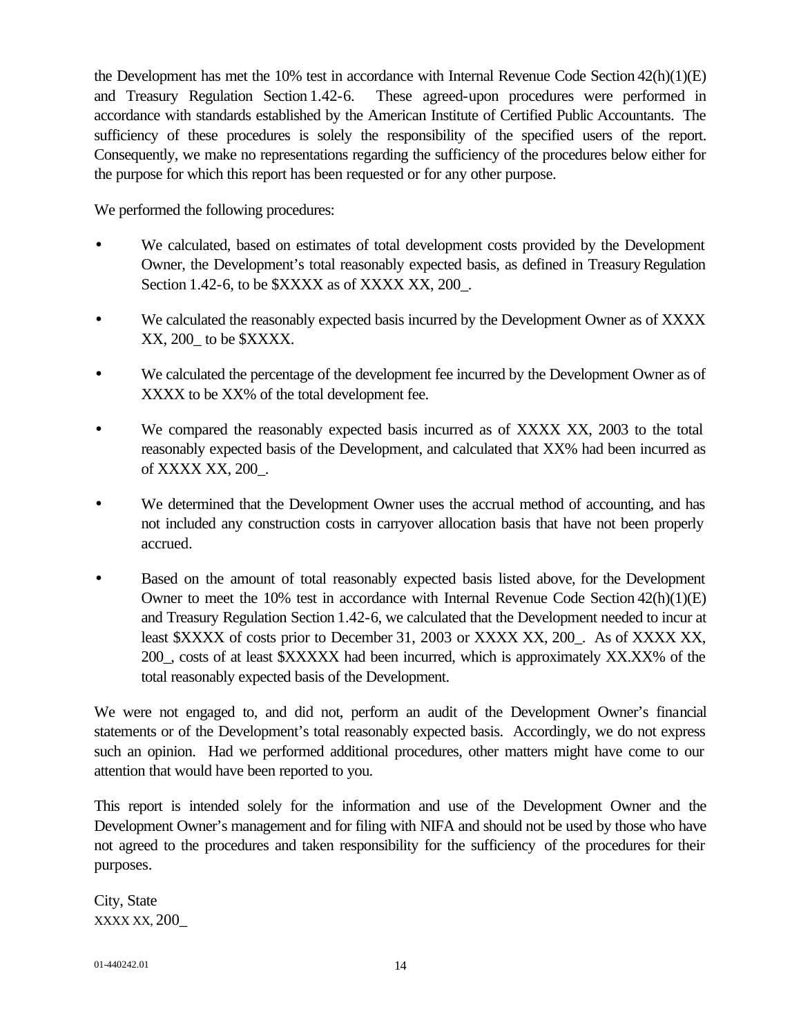the Development has met the 10% test in accordance with Internal Revenue Code Section 42(h)(1)(E) and Treasury Regulation Section 1.42-6. These agreed-upon procedures were performed in accordance with standards established by the American Institute of Certified Public Accountants. The sufficiency of these procedures is solely the responsibility of the specified users of the report. Consequently, we make no representations regarding the sufficiency of the procedures below either for the purpose for which this report has been requested or for any other purpose.

We performed the following procedures:

- We calculated, based on estimates of total development costs provided by the Development Owner, the Development's total reasonably expected basis, as defined in Treasury Regulation Section 1.42-6, to be $XXXX as of XXXX XX, 200_.

- We calculated the reasonably expected basis incurred by the Development Owner as of XXXX XX, 200_ to be $XXXX.

- We calculated the percentage of the development fee incurred by the Development Owner as of XXXX to be XX% of the total development fee.

- We compared the reasonably expected basis incurred as of XXXX XX, 2003 to the total reasonably expected basis of the Development, and calculated that XX% had been incurred as of XXXX XX, 200_.

- We determined that the Development Owner uses the accrual method of accounting, and has not included any construction costs in carryover allocation basis that have not been properly accrued.

- Based on the amount of total reasonably expected basis listed above, for the Development Owner to meet the 10% test in accordance with Internal Revenue Code Section 42(h)(1)(E) and Treasury Regulation Section 1.42-6, we calculated that the Development needed to incur at least $XXXX of costs prior to December 31, 2003 or XXXX XX, 200_. As of XXXX XX, 200_, costs of at least $XXXXX had been incurred, which is approximately XX.XX% of the total reasonably expected basis of the Development.

We were not engaged to, and did not, perform an audit of the Development Owner's financial statements or of the Development's total reasonably expected basis. Accordingly, we do not express such an opinion. Had we performed additional procedures, other matters might have come to our attention that would have been reported to you.

This report is intended solely for the information and use of the Development Owner and the Development Owner's management and for filing with NIFA and should not be used by those who have not agreed to the procedures and taken responsibility for the sufficiency of the procedures for their purposes.

City, State
XXXX XX, 200_

01-440242.01